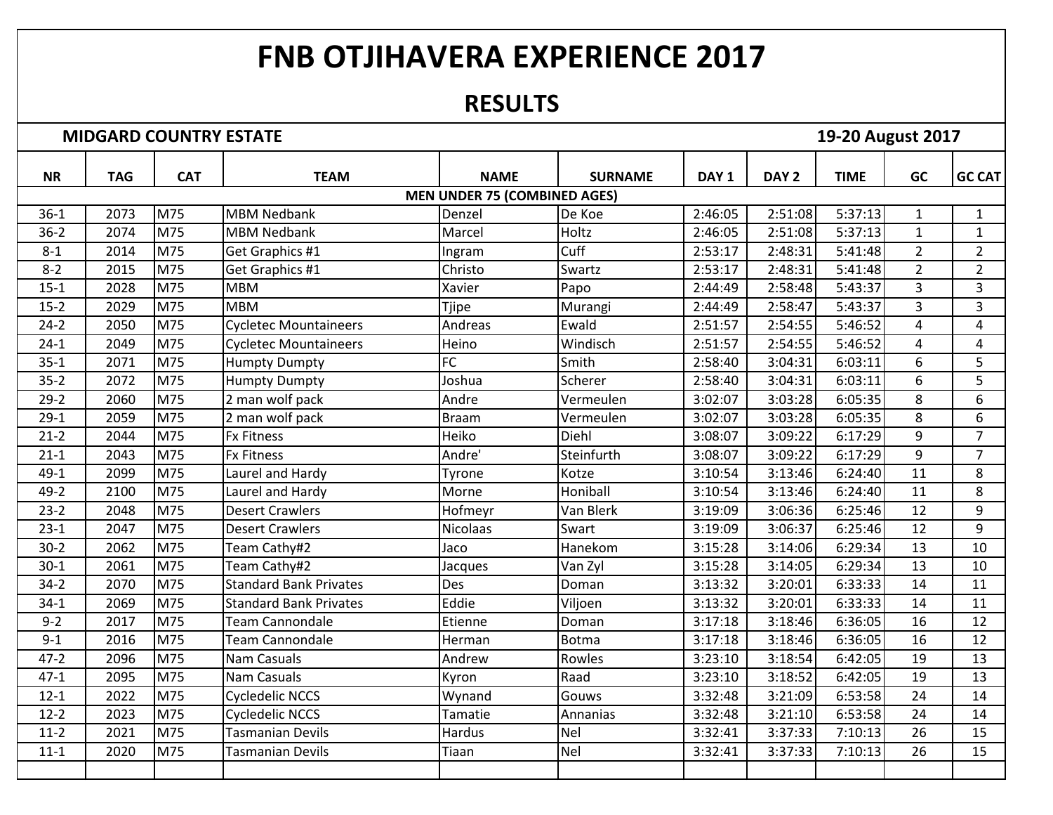# FNB OTJIHAVERA EXPERIENCE 2017

## RESULTS

**MIDGARD COUNTRY ESTATE** **19-20 August 2017**

| NR | TAG | CAT | TEAM | NAME | SURNAME | DAY 1 | DAY 2 | TIME | GC | GC CAT |
|---|---|---|---|---|---|---|---|---|---|---|
| | | | | **MEN UNDER 75 (COMBINED AGES)** | | | | | | |
| 36-1 | 2073 | M75 | MBM Nedbank | Denzel | De Koe | 2:46:05 | 2:51:08 | 5:37:13 | 1 | 1 |
| 36-2 | 2074 | M75 | MBM Nedbank | Marcel | Holtz | 2:46:05 | 2:51:08 | 5:37:13 | 1 | 1 |
| 8-1 | 2014 | M75 | Get Graphics #1 | Ingram | Cuff | 2:53:17 | 2:48:31 | 5:41:48 | 2 | 2 |
| 8-2 | 2015 | M75 | Get Graphics #1 | Christo | Swartz | 2:53:17 | 2:48:31 | 5:41:48 | 2 | 2 |
| 15-1 | 2028 | M75 | MBM | Xavier | Papo | 2:44:49 | 2:58:48 | 5:43:37 | 3 | 3 |
| 15-2 | 2029 | M75 | MBM | Tjipe | Murangi | 2:44:49 | 2:58:47 | 5:43:37 | 3 | 3 |
| 24-2 | 2050 | M75 | Cycletec Mountaineers | Andreas | Ewald | 2:51:57 | 2:54:55 | 5:46:52 | 4 | 4 |
| 24-1 | 2049 | M75 | Cycletec Mountaineers | Heino | Windisch | 2:51:57 | 2:54:55 | 5:46:52 | 4 | 4 |
| 35-1 | 2071 | M75 | Humpty Dumpty | FC | Smith | 2:58:40 | 3:04:31 | 6:03:11 | 6 | 5 |
| 35-2 | 2072 | M75 | Humpty Dumpty | Joshua | Scherer | 2:58:40 | 3:04:31 | 6:03:11 | 6 | 5 |
| 29-2 | 2060 | M75 | 2 man wolf pack | Andre | Vermeulen | 3:02:07 | 3:03:28 | 6:05:35 | 8 | 6 |
| 29-1 | 2059 | M75 | 2 man wolf pack | Braam | Vermeulen | 3:02:07 | 3:03:28 | 6:05:35 | 8 | 6 |
| 21-2 | 2044 | M75 | Fx Fitness | Heiko | Diehl | 3:08:07 | 3:09:22 | 6:17:29 | 9 | 7 |
| 21-1 | 2043 | M75 | Fx Fitness | Andre' | Steinfurth | 3:08:07 | 3:09:22 | 6:17:29 | 9 | 7 |
| 49-1 | 2099 | M75 | Laurel and Hardy | Tyrone | Kotze | 3:10:54 | 3:13:46 | 6:24:40 | 11 | 8 |
| 49-2 | 2100 | M75 | Laurel and Hardy | Morne | Honiball | 3:10:54 | 3:13:46 | 6:24:40 | 11 | 8 |
| 23-2 | 2048 | M75 | Desert Crawlers | Hofmeyr | Van Blerk | 3:19:09 | 3:06:36 | 6:25:46 | 12 | 9 |
| 23-1 | 2047 | M75 | Desert Crawlers | Nicolaas | Swart | 3:19:09 | 3:06:37 | 6:25:46 | 12 | 9 |
| 30-2 | 2062 | M75 | Team Cathy#2 | Jaco | Hanekom | 3:15:28 | 3:14:06 | 6:29:34 | 13 | 10 |
| 30-1 | 2061 | M75 | Team Cathy#2 | Jacques | Van Zyl | 3:15:28 | 3:14:05 | 6:29:34 | 13 | 10 |
| 34-2 | 2070 | M75 | Standard Bank Privates | Des | Doman | 3:13:32 | 3:20:01 | 6:33:33 | 14 | 11 |
| 34-1 | 2069 | M75 | Standard Bank Privates | Eddie | Viljoen | 3:13:32 | 3:20:01 | 6:33:33 | 14 | 11 |
| 9-2 | 2017 | M75 | Team Cannondale | Etienne | Doman | 3:17:18 | 3:18:46 | 6:36:05 | 16 | 12 |
| 9-1 | 2016 | M75 | Team Cannondale | Herman | Botma | 3:17:18 | 3:18:46 | 6:36:05 | 16 | 12 |
| 47-2 | 2096 | M75 | Nam Casuals | Andrew | Rowles | 3:23:10 | 3:18:54 | 6:42:05 | 19 | 13 |
| 47-1 | 2095 | M75 | Nam Casuals | Kyron | Raad | 3:23:10 | 3:18:52 | 6:42:05 | 19 | 13 |
| 12-1 | 2022 | M75 | Cycledelic NCCS | Wynand | Gouws | 3:32:48 | 3:21:09 | 6:53:58 | 24 | 14 |
| 12-2 | 2023 | M75 | Cycledelic NCCS | Tamatie | Annanias | 3:32:48 | 3:21:10 | 6:53:58 | 24 | 14 |
| 11-2 | 2021 | M75 | Tasmanian Devils | Hardus | Nel | 3:32:41 | 3:37:33 | 7:10:13 | 26 | 15 |
| 11-1 | 2020 | M75 | Tasmanian Devils | Tiaan | Nel | 3:32:41 | 3:37:33 | 7:10:13 | 26 | 15 |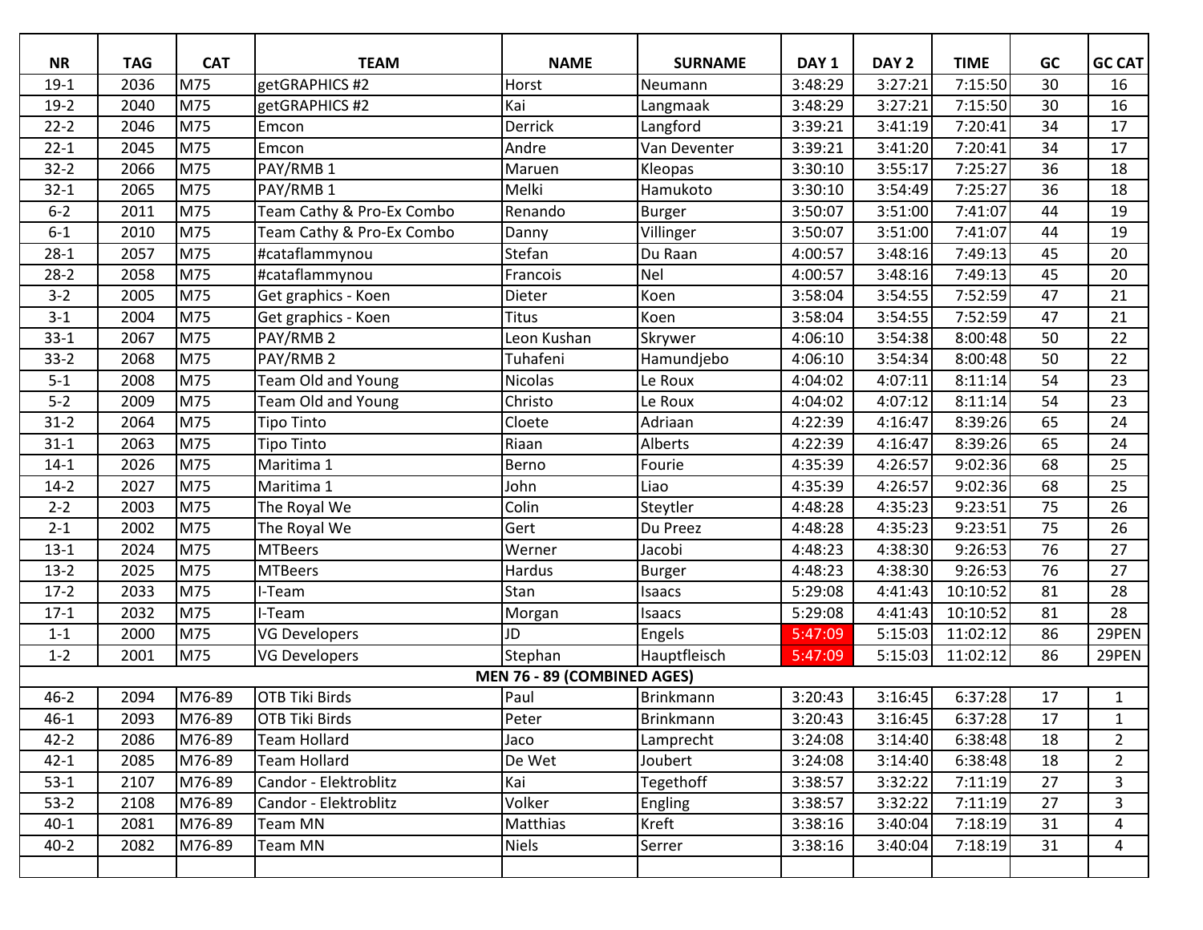| NR | TAG | CAT | TEAM | NAME | SURNAME | DAY 1 | DAY 2 | TIME | GC | GC CAT |
|---|---|---|---|---|---|---|---|---|---|---|
| 19-1 | 2036 | M75 | getGRAPHICS #2 | Horst | Neumann | 3:48:29 | 3:27:21 | 7:15:50 | 30 | 16 |
| 19-2 | 2040 | M75 | getGRAPHICS #2 | Kai | Langmaak | 3:48:29 | 3:27:21 | 7:15:50 | 30 | 16 |
| 22-2 | 2046 | M75 | Emcon | Derrick | Langford | 3:39:21 | 3:41:19 | 7:20:41 | 34 | 17 |
| 22-1 | 2045 | M75 | Emcon | Andre | Van Deventer | 3:39:21 | 3:41:20 | 7:20:41 | 34 | 17 |
| 32-2 | 2066 | M75 | PAY/RMB 1 | Maruen | Kleopas | 3:30:10 | 3:55:17 | 7:25:27 | 36 | 18 |
| 32-1 | 2065 | M75 | PAY/RMB 1 | Melki | Hamukoto | 3:30:10 | 3:54:49 | 7:25:27 | 36 | 18 |
| 6-2 | 2011 | M75 | Team Cathy & Pro-Ex Combo | Renando | Burger | 3:50:07 | 3:51:00 | 7:41:07 | 44 | 19 |
| 6-1 | 2010 | M75 | Team Cathy & Pro-Ex Combo | Danny | Villinger | 3:50:07 | 3:51:00 | 7:41:07 | 44 | 19 |
| 28-1 | 2057 | M75 | #cataflammynou | Stefan | Du Raan | 4:00:57 | 3:48:16 | 7:49:13 | 45 | 20 |
| 28-2 | 2058 | M75 | #cataflammynou | Francois | Nel | 4:00:57 | 3:48:16 | 7:49:13 | 45 | 20 |
| 3-2 | 2005 | M75 | Get graphics - Koen | Dieter | Koen | 3:58:04 | 3:54:55 | 7:52:59 | 47 | 21 |
| 3-1 | 2004 | M75 | Get graphics - Koen | Titus | Koen | 3:58:04 | 3:54:55 | 7:52:59 | 47 | 21 |
| 33-1 | 2067 | M75 | PAY/RMB 2 | Leon Kushan | Skrywer | 4:06:10 | 3:54:38 | 8:00:48 | 50 | 22 |
| 33-2 | 2068 | M75 | PAY/RMB 2 | Tuhafeni | Hamundjebo | 4:06:10 | 3:54:34 | 8:00:48 | 50 | 22 |
| 5-1 | 2008 | M75 | Team Old and Young | Nicolas | Le Roux | 4:04:02 | 4:07:11 | 8:11:14 | 54 | 23 |
| 5-2 | 2009 | M75 | Team Old and Young | Christo | Le Roux | 4:04:02 | 4:07:12 | 8:11:14 | 54 | 23 |
| 31-2 | 2064 | M75 | Tipo Tinto | Cloete | Adriaan | 4:22:39 | 4:16:47 | 8:39:26 | 65 | 24 |
| 31-1 | 2063 | M75 | Tipo Tinto | Riaan | Alberts | 4:22:39 | 4:16:47 | 8:39:26 | 65 | 24 |
| 14-1 | 2026 | M75 | Maritima 1 | Berno | Fourie | 4:35:39 | 4:26:57 | 9:02:36 | 68 | 25 |
| 14-2 | 2027 | M75 | Maritima 1 | John | Liao | 4:35:39 | 4:26:57 | 9:02:36 | 68 | 25 |
| 2-2 | 2003 | M75 | The Royal We | Colin | Steytler | 4:48:28 | 4:35:23 | 9:23:51 | 75 | 26 |
| 2-1 | 2002 | M75 | The Royal We | Gert | Du Preez | 4:48:28 | 4:35:23 | 9:23:51 | 75 | 26 |
| 13-1 | 2024 | M75 | MTBeers | Werner | Jacobi | 4:48:23 | 4:38:30 | 9:26:53 | 76 | 27 |
| 13-2 | 2025 | M75 | MTBeers | Hardus | Burger | 4:48:23 | 4:38:30 | 9:26:53 | 76 | 27 |
| 17-2 | 2033 | M75 | I-Team | Stan | Isaacs | 5:29:08 | 4:41:43 | 10:10:52 | 81 | 28 |
| 17-1 | 2032 | M75 | I-Team | Morgan | Isaacs | 5:29:08 | 4:41:43 | 10:10:52 | 81 | 28 |
| 1-1 | 2000 | M75 | VG Developers | JD | Engels | 5:47:09 | 5:15:03 | 11:02:12 | 86 | 29PEN |
| 1-2 | 2001 | M75 | VG Developers | Stephan | Hauptfleisch | 5:47:09 | 5:15:03 | 11:02:12 | 86 | 29PEN |
| | | | | **MEN 76 - 89 (COMBINED AGES)** | | | | | | |
| 46-2 | 2094 | M76-89 | OTB Tiki Birds | Paul | Brinkmann | 3:20:43 | 3:16:45 | 6:37:28 | 17 | 1 |
| 46-1 | 2093 | M76-89 | OTB Tiki Birds | Peter | Brinkmann | 3:20:43 | 3:16:45 | 6:37:28 | 17 | 1 |
| 42-2 | 2086 | M76-89 | Team Hollard | Jaco | Lamprecht | 3:24:08 | 3:14:40 | 6:38:48 | 18 | 2 |
| 42-1 | 2085 | M76-89 | Team Hollard | De Wet | Joubert | 3:24:08 | 3:14:40 | 6:38:48 | 18 | 2 |
| 53-1 | 2107 | M76-89 | Candor - Elektroblitz | Kai | Tegethoff | 3:38:57 | 3:32:22 | 7:11:19 | 27 | 3 |
| 53-2 | 2108 | M76-89 | Candor - Elektroblitz | Volker | Engling | 3:38:57 | 3:32:22 | 7:11:19 | 27 | 3 |
| 40-1 | 2081 | M76-89 | Team MN | Matthias | Kreft | 3:38:16 | 3:40:04 | 7:18:19 | 31 | 4 |
| 40-2 | 2082 | M76-89 | Team MN | Niels | Serrer | 3:38:16 | 3:40:04 | 7:18:19 | 31 | 4 |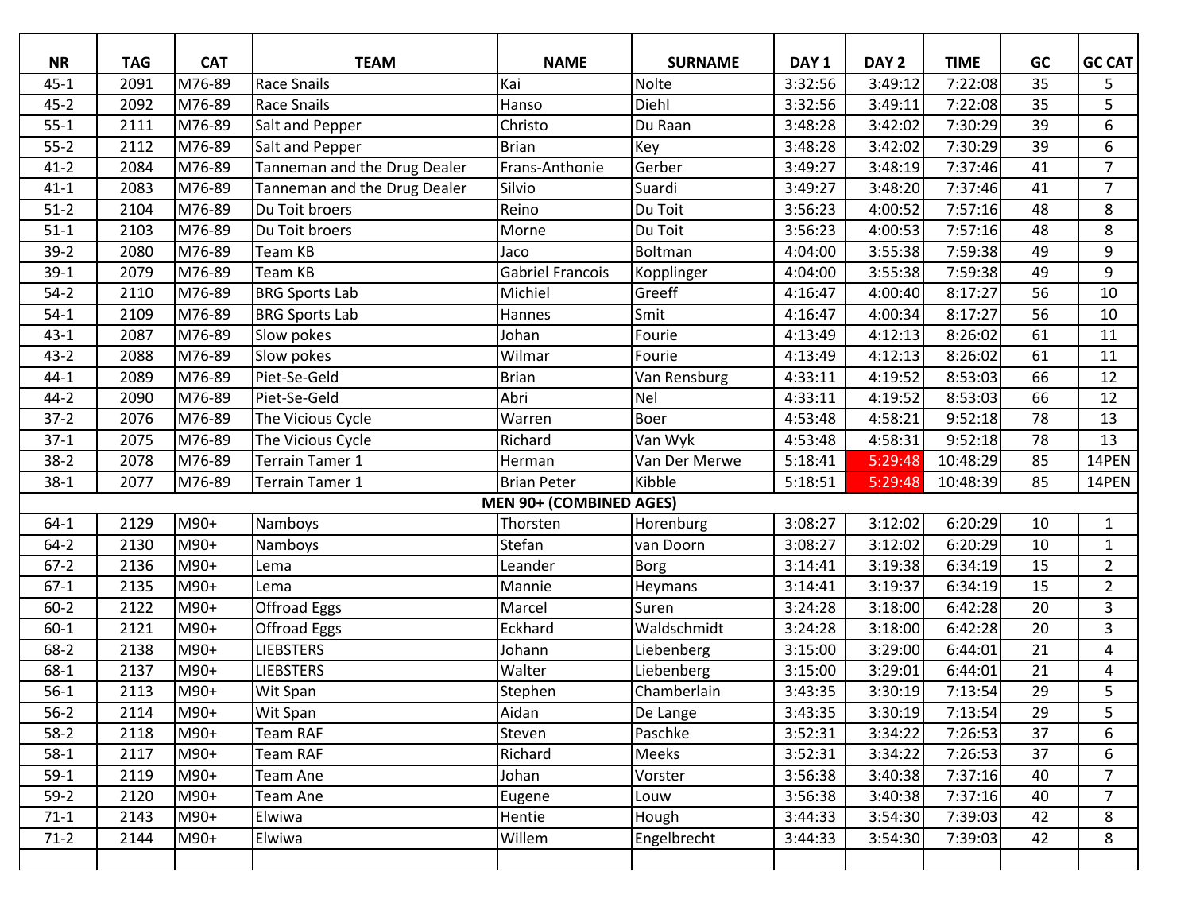| NR | TAG | CAT | TEAM | NAME | SURNAME | DAY 1 | DAY 2 | TIME | GC | GC CAT |
|---|---|---|---|---|---|---|---|---|---|---|
| 45-1 | 2091 | M76-89 | Race Snails | Kai | Nolte | 3:32:56 | 3:49:12 | 7:22:08 | 35 | 5 |
| 45-2 | 2092 | M76-89 | Race Snails | Hanso | Diehl | 3:32:56 | 3:49:11 | 7:22:08 | 35 | 5 |
| 55-1 | 2111 | M76-89 | Salt and Pepper | Christo | Du Raan | 3:48:28 | 3:42:02 | 7:30:29 | 39 | 6 |
| 55-2 | 2112 | M76-89 | Salt and Pepper | Brian | Key | 3:48:28 | 3:42:02 | 7:30:29 | 39 | 6 |
| 41-2 | 2084 | M76-89 | Tanneman and the Drug Dealer | Frans-Anthonie | Gerber | 3:49:27 | 3:48:19 | 7:37:46 | 41 | 7 |
| 41-1 | 2083 | M76-89 | Tanneman and the Drug Dealer | Silvio | Suardi | 3:49:27 | 3:48:20 | 7:37:46 | 41 | 7 |
| 51-2 | 2104 | M76-89 | Du Toit broers | Reino | Du Toit | 3:56:23 | 4:00:52 | 7:57:16 | 48 | 8 |
| 51-1 | 2103 | M76-89 | Du Toit broers | Morne | Du Toit | 3:56:23 | 4:00:53 | 7:57:16 | 48 | 8 |
| 39-2 | 2080 | M76-89 | Team KB | Jaco | Boltman | 4:04:00 | 3:55:38 | 7:59:38 | 49 | 9 |
| 39-1 | 2079 | M76-89 | Team KB | Gabriel Francois | Kopplinger | 4:04:00 | 3:55:38 | 7:59:38 | 49 | 9 |
| 54-2 | 2110 | M76-89 | BRG Sports Lab | Michiel | Greeff | 4:16:47 | 4:00:40 | 8:17:27 | 56 | 10 |
| 54-1 | 2109 | M76-89 | BRG Sports Lab | Hannes | Smit | 4:16:47 | 4:00:34 | 8:17:27 | 56 | 10 |
| 43-1 | 2087 | M76-89 | Slow pokes | Johan | Fourie | 4:13:49 | 4:12:13 | 8:26:02 | 61 | 11 |
| 43-2 | 2088 | M76-89 | Slow pokes | Wilmar | Fourie | 4:13:49 | 4:12:13 | 8:26:02 | 61 | 11 |
| 44-1 | 2089 | M76-89 | Piet-Se-Geld | Brian | Van Rensburg | 4:33:11 | 4:19:52 | 8:53:03 | 66 | 12 |
| 44-2 | 2090 | M76-89 | Piet-Se-Geld | Abri | Nel | 4:33:11 | 4:19:52 | 8:53:03 | 66 | 12 |
| 37-2 | 2076 | M76-89 | The Vicious Cycle | Warren | Boer | 4:53:48 | 4:58:21 | 9:52:18 | 78 | 13 |
| 37-1 | 2075 | M76-89 | The Vicious Cycle | Richard | Van Wyk | 4:53:48 | 4:58:31 | 9:52:18 | 78 | 13 |
| 38-2 | 2078 | M76-89 | Terrain Tamer 1 | Herman | Van Der Merwe | 5:18:41 | 5:29:48 | 10:48:29 | 85 | 14PEN |
| 38-1 | 2077 | M76-89 | Terrain Tamer 1 | Brian Peter | Kibble | 5:18:51 | 5:29:48 | 10:48:39 | 85 | 14PEN |
| **MEN 90+ (COMBINED AGES)** | | | | | | | | | | |
| 64-1 | 2129 | M90+ | Namboys | Thorsten | Horenburg | 3:08:27 | 3:12:02 | 6:20:29 | 10 | 1 |
| 64-2 | 2130 | M90+ | Namboys | Stefan | van Doorn | 3:08:27 | 3:12:02 | 6:20:29 | 10 | 1 |
| 67-2 | 2136 | M90+ | Lema | Leander | Borg | 3:14:41 | 3:19:38 | 6:34:19 | 15 | 2 |
| 67-1 | 2135 | M90+ | Lema | Mannie | Heymans | 3:14:41 | 3:19:37 | 6:34:19 | 15 | 2 |
| 60-2 | 2122 | M90+ | Offroad Eggs | Marcel | Suren | 3:24:28 | 3:18:00 | 6:42:28 | 20 | 3 |
| 60-1 | 2121 | M90+ | Offroad Eggs | Eckhard | Waldschmidt | 3:24:28 | 3:18:00 | 6:42:28 | 20 | 3 |
| 68-2 | 2138 | M90+ | LIEBSTERS | Johann | Liebenberg | 3:15:00 | 3:29:00 | 6:44:01 | 21 | 4 |
| 68-1 | 2137 | M90+ | LIEBSTERS | Walter | Liebenberg | 3:15:00 | 3:29:01 | 6:44:01 | 21 | 4 |
| 56-1 | 2113 | M90+ | Wit Span | Stephen | Chamberlain | 3:43:35 | 3:30:19 | 7:13:54 | 29 | 5 |
| 56-2 | 2114 | M90+ | Wit Span | Aidan | De Lange | 3:43:35 | 3:30:19 | 7:13:54 | 29 | 5 |
| 58-2 | 2118 | M90+ | Team RAF | Steven | Paschke | 3:52:31 | 3:34:22 | 7:26:53 | 37 | 6 |
| 58-1 | 2117 | M90+ | Team RAF | Richard | Meeks | 3:52:31 | 3:34:22 | 7:26:53 | 37 | 6 |
| 59-1 | 2119 | M90+ | Team Ane | Johan | Vorster | 3:56:38 | 3:40:38 | 7:37:16 | 40 | 7 |
| 59-2 | 2120 | M90+ | Team Ane | Eugene | Louw | 3:56:38 | 3:40:38 | 7:37:16 | 40 | 7 |
| 71-1 | 2143 | M90+ | Elwiwa | Hentie | Hough | 3:44:33 | 3:54:30 | 7:39:03 | 42 | 8 |
| 71-2 | 2144 | M90+ | Elwiwa | Willem | Engelbrecht | 3:44:33 | 3:54:30 | 7:39:03 | 42 | 8 |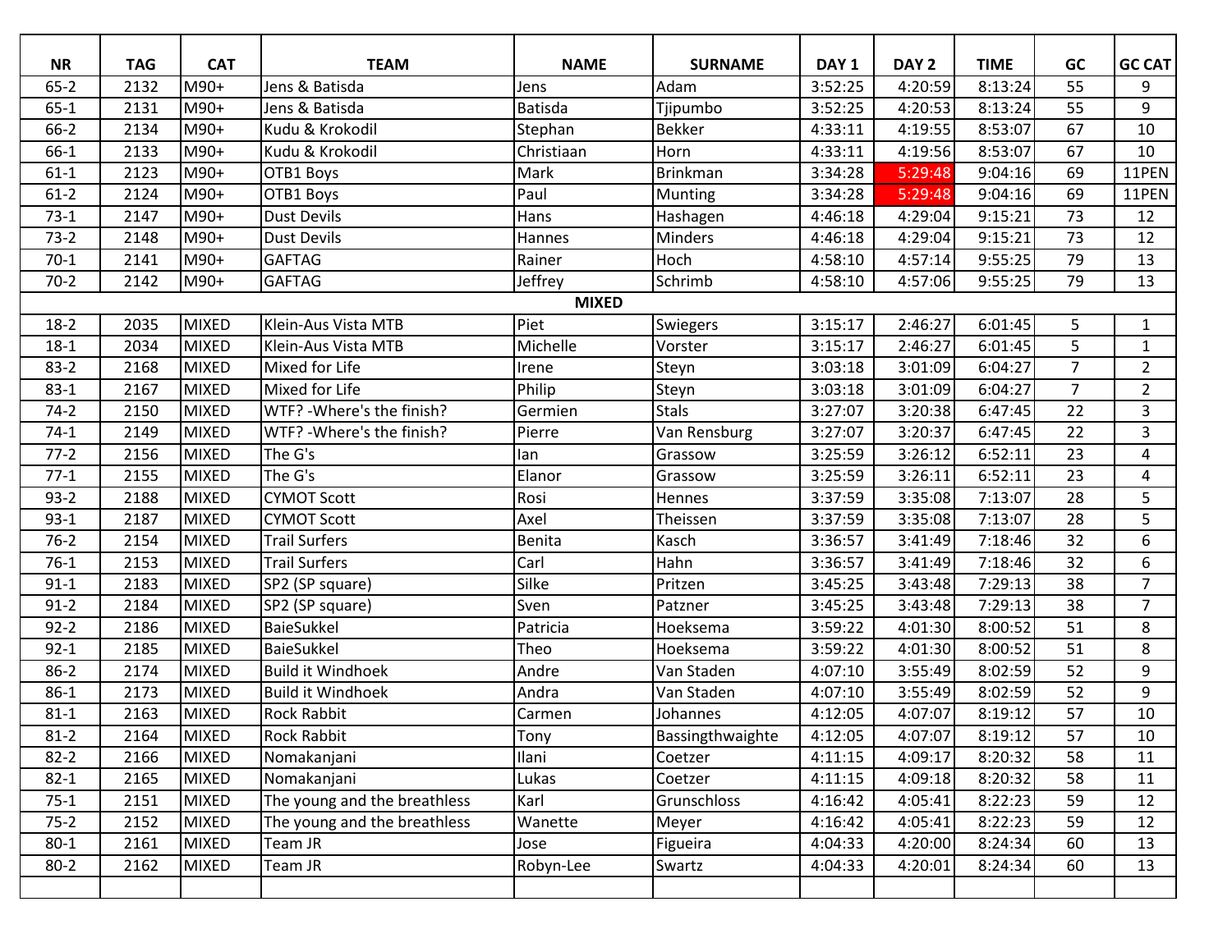| NR | TAG | CAT | TEAM | NAME | SURNAME | DAY 1 | DAY 2 | TIME | GC | GC CAT |
|---|---|---|---|---|---|---|---|---|---|---|
| 65-2 | 2132 | M90+ | Jens & Batisda | Jens | Adam | 3:52:25 | 4:20:59 | 8:13:24 | 55 | 9 |
| 65-1 | 2131 | M90+ | Jens & Batisda | Batisda | Tjipumbo | 3:52:25 | 4:20:53 | 8:13:24 | 55 | 9 |
| 66-2 | 2134 | M90+ | Kudu & Krokodil | Stephan | Bekker | 4:33:11 | 4:19:55 | 8:53:07 | 67 | 10 |
| 66-1 | 2133 | M90+ | Kudu & Krokodil | Christiaan | Horn | 4:33:11 | 4:19:56 | 8:53:07 | 67 | 10 |
| 61-1 | 2123 | M90+ | OTB1 Boys | Mark | Brinkman | 3:34:28 | 5:29:48 | 9:04:16 | 69 | 11PEN |
| 61-2 | 2124 | M90+ | OTB1 Boys | Paul | Munting | 3:34:28 | 5:29:48 | 9:04:16 | 69 | 11PEN |
| 73-1 | 2147 | M90+ | Dust Devils | Hans | Hashagen | 4:46:18 | 4:29:04 | 9:15:21 | 73 | 12 |
| 73-2 | 2148 | M90+ | Dust Devils | Hannes | Minders | 4:46:18 | 4:29:04 | 9:15:21 | 73 | 12 |
| 70-1 | 2141 | M90+ | GAFTAG | Rainer | Hoch | 4:58:10 | 4:57:14 | 9:55:25 | 79 | 13 |
| 70-2 | 2142 | M90+ | GAFTAG | Jeffrey | Schrimb | 4:58:10 | 4:57:06 | 9:55:25 | 79 | 13 |
| | | | | **MIXED** | | | | | | |
| 18-2 | 2035 | MIXED | Klein-Aus Vista MTB | Piet | Swiegers | 3:15:17 | 2:46:27 | 6:01:45 | 5 | 1 |
| 18-1 | 2034 | MIXED | Klein-Aus Vista MTB | Michelle | Vorster | 3:15:17 | 2:46:27 | 6:01:45 | 5 | 1 |
| 83-2 | 2168 | MIXED | Mixed for Life | Irene | Steyn | 3:03:18 | 3:01:09 | 6:04:27 | 7 | 2 |
| 83-1 | 2167 | MIXED | Mixed for Life | Philip | Steyn | 3:03:18 | 3:01:09 | 6:04:27 | 7 | 2 |
| 74-2 | 2150 | MIXED | WTF? -Where's the finish? | Germien | Stals | 3:27:07 | 3:20:38 | 6:47:45 | 22 | 3 |
| 74-1 | 2149 | MIXED | WTF? -Where's the finish? | Pierre | Van Rensburg | 3:27:07 | 3:20:37 | 6:47:45 | 22 | 3 |
| 77-2 | 2156 | MIXED | The G's | Ian | Grassow | 3:25:59 | 3:26:12 | 6:52:11 | 23 | 4 |
| 77-1 | 2155 | MIXED | The G's | Elanor | Grassow | 3:25:59 | 3:26:11 | 6:52:11 | 23 | 4 |
| 93-2 | 2188 | MIXED | CYMOT Scott | Rosi | Hennes | 3:37:59 | 3:35:08 | 7:13:07 | 28 | 5 |
| 93-1 | 2187 | MIXED | CYMOT Scott | Axel | Theissen | 3:37:59 | 3:35:08 | 7:13:07 | 28 | 5 |
| 76-2 | 2154 | MIXED | Trail Surfers | Benita | Kasch | 3:36:57 | 3:41:49 | 7:18:46 | 32 | 6 |
| 76-1 | 2153 | MIXED | Trail Surfers | Carl | Hahn | 3:36:57 | 3:41:49 | 7:18:46 | 32 | 6 |
| 91-1 | 2183 | MIXED | SP2 (SP square) | Silke | Pritzen | 3:45:25 | 3:43:48 | 7:29:13 | 38 | 7 |
| 91-2 | 2184 | MIXED | SP2 (SP square) | Sven | Patzner | 3:45:25 | 3:43:48 | 7:29:13 | 38 | 7 |
| 92-2 | 2186 | MIXED | BaieSukkel | Patricia | Hoeksema | 3:59:22 | 4:01:30 | 8:00:52 | 51 | 8 |
| 92-1 | 2185 | MIXED | BaieSukkel | Theo | Hoeksema | 3:59:22 | 4:01:30 | 8:00:52 | 51 | 8 |
| 86-2 | 2174 | MIXED | Build it Windhoek | Andre | Van Staden | 4:07:10 | 3:55:49 | 8:02:59 | 52 | 9 |
| 86-1 | 2173 | MIXED | Build it Windhoek | Andra | Van Staden | 4:07:10 | 3:55:49 | 8:02:59 | 52 | 9 |
| 81-1 | 2163 | MIXED | Rock Rabbit | Carmen | Johannes | 4:12:05 | 4:07:07 | 8:19:12 | 57 | 10 |
| 81-2 | 2164 | MIXED | Rock Rabbit | Tony | Bassingthwaighte | 4:12:05 | 4:07:07 | 8:19:12 | 57 | 10 |
| 82-2 | 2166 | MIXED | Nomakanjani | Ilani | Coetzer | 4:11:15 | 4:09:17 | 8:20:32 | 58 | 11 |
| 82-1 | 2165 | MIXED | Nomakanjani | Lukas | Coetzer | 4:11:15 | 4:09:18 | 8:20:32 | 58 | 11 |
| 75-1 | 2151 | MIXED | The young and the breathless | Karl | Grunschloss | 4:16:42 | 4:05:41 | 8:22:23 | 59 | 12 |
| 75-2 | 2152 | MIXED | The young and the breathless | Wanette | Meyer | 4:16:42 | 4:05:41 | 8:22:23 | 59 | 12 |
| 80-1 | 2161 | MIXED | Team JR | Jose | Figueira | 4:04:33 | 4:20:00 | 8:24:34 | 60 | 13 |
| 80-2 | 2162 | MIXED | Team JR | Robyn-Lee | Swartz | 4:04:33 | 4:20:01 | 8:24:34 | 60 | 13 |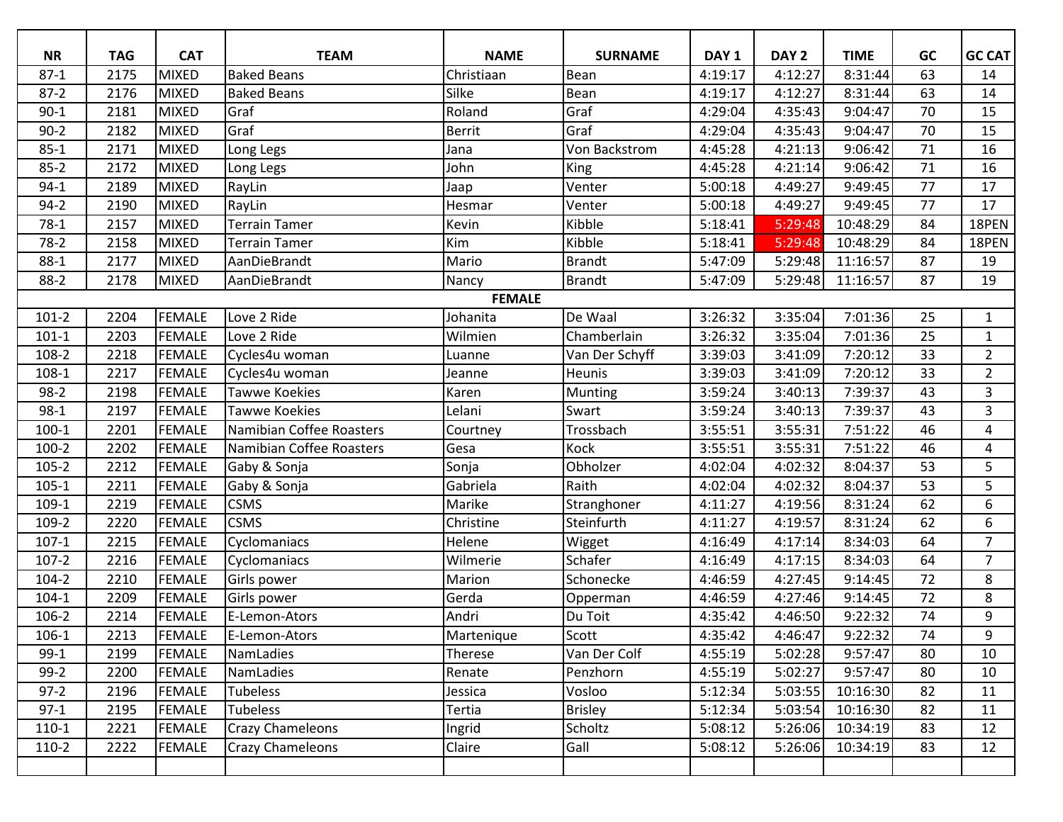| NR | TAG | CAT | TEAM | NAME | SURNAME | DAY 1 | DAY 2 | TIME | GC | GC CAT |
|---|---|---|---|---|---|---|---|---|---|---|
| 87-1 | 2175 | MIXED | Baked Beans | Christiaan | Bean | 4:19:17 | 4:12:27 | 8:31:44 | 63 | 14 |
| 87-2 | 2176 | MIXED | Baked Beans | Silke | Bean | 4:19:17 | 4:12:27 | 8:31:44 | 63 | 14 |
| 90-1 | 2181 | MIXED | Graf | Roland | Graf | 4:29:04 | 4:35:43 | 9:04:47 | 70 | 15 |
| 90-2 | 2182 | MIXED | Graf | Berrit | Graf | 4:29:04 | 4:35:43 | 9:04:47 | 70 | 15 |
| 85-1 | 2171 | MIXED | Long Legs | Jana | Von Backstrom | 4:45:28 | 4:21:13 | 9:06:42 | 71 | 16 |
| 85-2 | 2172 | MIXED | Long Legs | John | King | 4:45:28 | 4:21:14 | 9:06:42 | 71 | 16 |
| 94-1 | 2189 | MIXED | RayLin | Jaap | Venter | 5:00:18 | 4:49:27 | 9:49:45 | 77 | 17 |
| 94-2 | 2190 | MIXED | RayLin | Hesmar | Venter | 5:00:18 | 4:49:27 | 9:49:45 | 77 | 17 |
| 78-1 | 2157 | MIXED | Terrain Tamer | Kevin | Kibble | 5:18:41 | 5:29:48 | 10:48:29 | 84 | 18PEN |
| 78-2 | 2158 | MIXED | Terrain Tamer | Kim | Kibble | 5:18:41 | 5:29:48 | 10:48:29 | 84 | 18PEN |
| 88-1 | 2177 | MIXED | AanDieBrandt | Mario | Brandt | 5:47:09 | 5:29:48 | 11:16:57 | 87 | 19 |
| 88-2 | 2178 | MIXED | AanDieBrandt | Nancy | Brandt | 5:47:09 | 5:29:48 | 11:16:57 | 87 | 19 |
| | | | | **FEMALE** | | | | | | |
| 101-2 | 2204 | FEMALE | Love 2 Ride | Johanita | De Waal | 3:26:32 | 3:35:04 | 7:01:36 | 25 | 1 |
| 101-1 | 2203 | FEMALE | Love 2 Ride | Wilmien | Chamberlain | 3:26:32 | 3:35:04 | 7:01:36 | 25 | 1 |
| 108-2 | 2218 | FEMALE | Cycles4u woman | Luanne | Van Der Schyff | 3:39:03 | 3:41:09 | 7:20:12 | 33 | 2 |
| 108-1 | 2217 | FEMALE | Cycles4u woman | Jeanne | Heunis | 3:39:03 | 3:41:09 | 7:20:12 | 33 | 2 |
| 98-2 | 2198 | FEMALE | Tawwe Koekies | Karen | Munting | 3:59:24 | 3:40:13 | 7:39:37 | 43 | 3 |
| 98-1 | 2197 | FEMALE | Tawwe Koekies | Lelani | Swart | 3:59:24 | 3:40:13 | 7:39:37 | 43 | 3 |
| 100-1 | 2201 | FEMALE | Namibian Coffee Roasters | Courtney | Trossbach | 3:55:51 | 3:55:31 | 7:51:22 | 46 | 4 |
| 100-2 | 2202 | FEMALE | Namibian Coffee Roasters | Gesa | Kock | 3:55:51 | 3:55:31 | 7:51:22 | 46 | 4 |
| 105-2 | 2212 | FEMALE | Gaby & Sonja | Sonja | Obholzer | 4:02:04 | 4:02:32 | 8:04:37 | 53 | 5 |
| 105-1 | 2211 | FEMALE | Gaby & Sonja | Gabriela | Raith | 4:02:04 | 4:02:32 | 8:04:37 | 53 | 5 |
| 109-1 | 2219 | FEMALE | CSMS | Marike | Stranghoner | 4:11:27 | 4:19:56 | 8:31:24 | 62 | 6 |
| 109-2 | 2220 | FEMALE | CSMS | Christine | Steinfurth | 4:11:27 | 4:19:57 | 8:31:24 | 62 | 6 |
| 107-1 | 2215 | FEMALE | Cyclomaniacs | Helene | Wigget | 4:16:49 | 4:17:14 | 8:34:03 | 64 | 7 |
| 107-2 | 2216 | FEMALE | Cyclomaniacs | Wilmerie | Schafer | 4:16:49 | 4:17:15 | 8:34:03 | 64 | 7 |
| 104-2 | 2210 | FEMALE | Girls power | Marion | Schonecke | 4:46:59 | 4:27:45 | 9:14:45 | 72 | 8 |
| 104-1 | 2209 | FEMALE | Girls power | Gerda | Opperman | 4:46:59 | 4:27:46 | 9:14:45 | 72 | 8 |
| 106-2 | 2214 | FEMALE | E-Lemon-Ators | Andri | Du Toit | 4:35:42 | 4:46:50 | 9:22:32 | 74 | 9 |
| 106-1 | 2213 | FEMALE | E-Lemon-Ators | Martenique | Scott | 4:35:42 | 4:46:47 | 9:22:32 | 74 | 9 |
| 99-1 | 2199 | FEMALE | NamLadies | Therese | Van Der Colf | 4:55:19 | 5:02:28 | 9:57:47 | 80 | 10 |
| 99-2 | 2200 | FEMALE | NamLadies | Renate | Penzhorn | 4:55:19 | 5:02:27 | 9:57:47 | 80 | 10 |
| 97-2 | 2196 | FEMALE | Tubeless | Jessica | Vosloo | 5:12:34 | 5:03:55 | 10:16:30 | 82 | 11 |
| 97-1 | 2195 | FEMALE | Tubeless | Tertia | Brisley | 5:12:34 | 5:03:54 | 10:16:30 | 82 | 11 |
| 110-1 | 2221 | FEMALE | Crazy Chameleons | Ingrid | Scholtz | 5:08:12 | 5:26:06 | 10:34:19 | 83 | 12 |
| 110-2 | 2222 | FEMALE | Crazy Chameleons | Claire | Gall | 5:08:12 | 5:26:06 | 10:34:19 | 83 | 12 |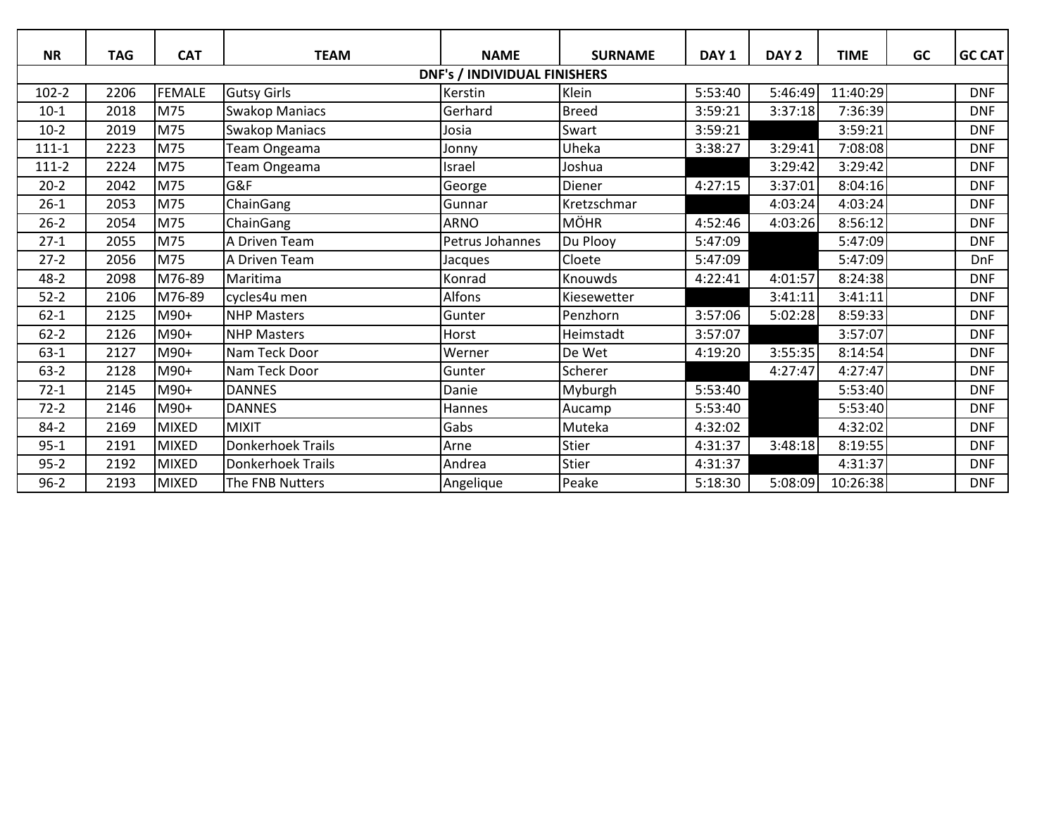| NR | TAG | CAT | TEAM | NAME | SURNAME | DAY 1 | DAY 2 | TIME | GC | GC CAT |
|---|---|---|---|---|---|---|---|---|---|---|
| DNF's / INDIVIDUAL FINISHERS | | | | | | | | | | |
| 102-2 | 2206 | FEMALE | Gutsy Girls | Kerstin | Klein | 5:53:40 | 5:46:49 | 11:40:29 | | DNF |
| 10-1 | 2018 | M75 | Swakop Maniacs | Gerhard | Breed | 3:59:21 | 3:37:18 | 7:36:39 | | DNF |
| 10-2 | 2019 | M75 | Swakop Maniacs | Josia | Swart | 3:59:21 | | 3:59:21 | | DNF |
| 111-1 | 2223 | M75 | Team Ongeama | Jonny | Uheka | 3:38:27 | 3:29:41 | 7:08:08 | | DNF |
| 111-2 | 2224 | M75 | Team Ongeama | Israel | Joshua | | 3:29:42 | 3:29:42 | | DNF |
| 20-2 | 2042 | M75 | G&F | George | Diener | 4:27:15 | 3:37:01 | 8:04:16 | | DNF |
| 26-1 | 2053 | M75 | ChainGang | Gunnar | Kretzschmar | | 4:03:24 | 4:03:24 | | DNF |
| 26-2 | 2054 | M75 | ChainGang | ARNO | MÖHR | 4:52:46 | 4:03:26 | 8:56:12 | | DNF |
| 27-1 | 2055 | M75 | A Driven Team | Petrus Johannes | Du Plooy | 5:47:09 | | 5:47:09 | | DNF |
| 27-2 | 2056 | M75 | A Driven Team | Jacques | Cloete | 5:47:09 | | 5:47:09 | | DnF |
| 48-2 | 2098 | M76-89 | Maritima | Konrad | Knouwds | 4:22:41 | 4:01:57 | 8:24:38 | | DNF |
| 52-2 | 2106 | M76-89 | cycles4u men | Alfons | Kiesewetter | | 3:41:11 | 3:41:11 | | DNF |
| 62-1 | 2125 | M90+ | NHP Masters | Gunter | Penzhorn | 3:57:06 | 5:02:28 | 8:59:33 | | DNF |
| 62-2 | 2126 | M90+ | NHP Masters | Horst | Heimstadt | 3:57:07 | | 3:57:07 | | DNF |
| 63-1 | 2127 | M90+ | Nam Teck Door | Werner | De Wet | 4:19:20 | 3:55:35 | 8:14:54 | | DNF |
| 63-2 | 2128 | M90+ | Nam Teck Door | Gunter | Scherer | | 4:27:47 | 4:27:47 | | DNF |
| 72-1 | 2145 | M90+ | DANNES | Danie | Myburgh | 5:53:40 | | 5:53:40 | | DNF |
| 72-2 | 2146 | M90+ | DANNES | Hannes | Aucamp | 5:53:40 | | 5:53:40 | | DNF |
| 84-2 | 2169 | MIXED | MIXIT | Gabs | Muteka | 4:32:02 | | 4:32:02 | | DNF |
| 95-1 | 2191 | MIXED | Donkerhoek Trails | Arne | Stier | 4:31:37 | 3:48:18 | 8:19:55 | | DNF |
| 95-2 | 2192 | MIXED | Donkerhoek Trails | Andrea | Stier | 4:31:37 | | 4:31:37 | | DNF |
| 96-2 | 2193 | MIXED | The FNB Nutters | Angelique | Peake | 5:18:30 | 5:08:09 | 10:26:38 | | DNF |